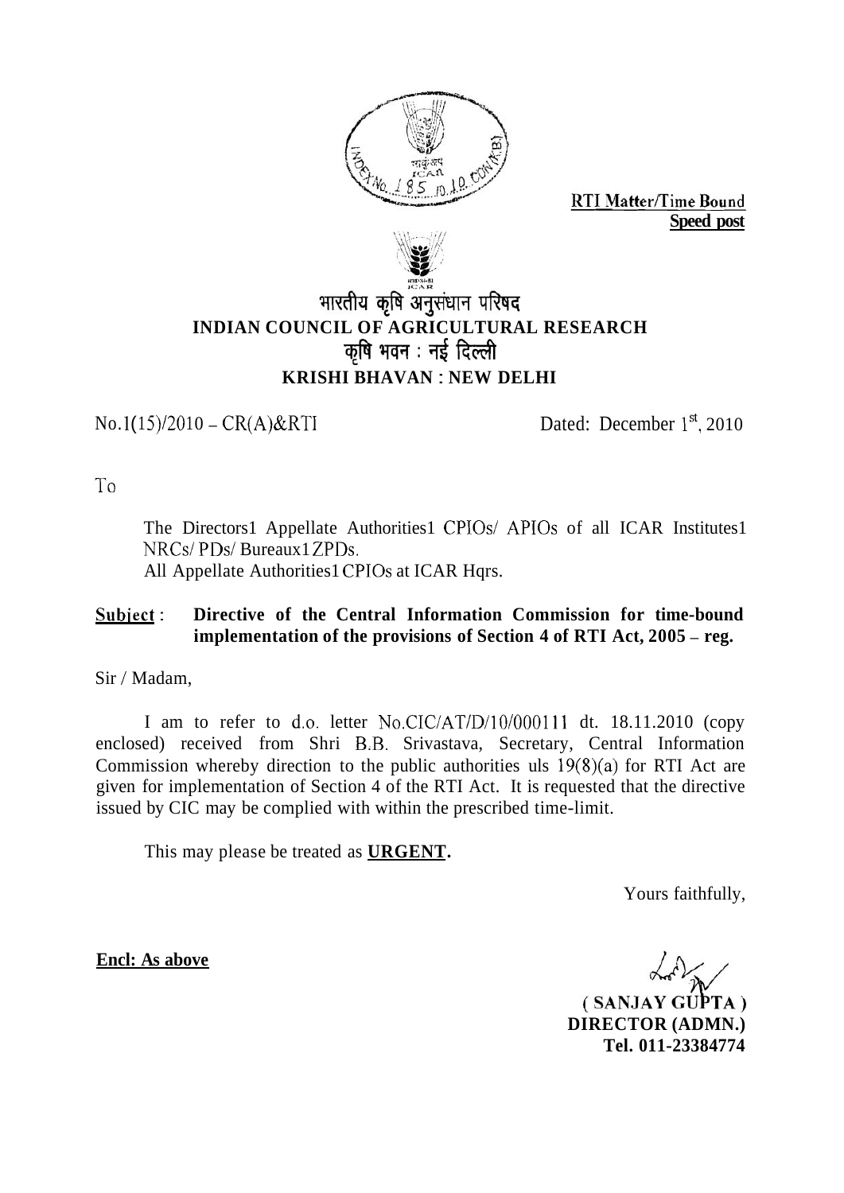RTI Matter/Time Bound
**Speed post**

भारतीय कृषि अनुसंधान परिषद
**INDIAN COUNCIL OF AGRICULTURAL RESEARCH**
कृषि भवन : नई दिल्ली
**KRISHI BHAVAN : NEW DELHI**

No.1(15)/2010 – CR(A)&RTI Dated: December 1st, 2010

To

The Directors1 Appellate Authorities1 CPIOs/ APIOs of all ICAR Institutes1 NRCs/ PDs/ Bureaux1 ZPDs.
All Appellate Authorities1 CPIOs at ICAR Hqrs.

**Subject** : **Directive of the Central Information Commission for time-bound implementation of the provisions of Section 4 of RTI Act, 2005 – reg.**

Sir / Madam,

I am to refer to d.o. letter No.CIC/AT/D/10/000111 dt. 18.11.2010 (copy enclosed) received from Shri B.B. Srivastava, Secretary, Central Information Commission whereby direction to the public authorities uls 19(8)(a) for RTI Act are given for implementation of Section 4 of the RTI Act. It is requested that the directive issued by CIC may be complied with within the prescribed time-limit.

This may please be treated as **URGENT.**

Yours faithfully,

**Encl: As above**

**( SANJAY GUPTA )**
**DIRECTOR (ADMN.)**
**Tel. 011-23384774**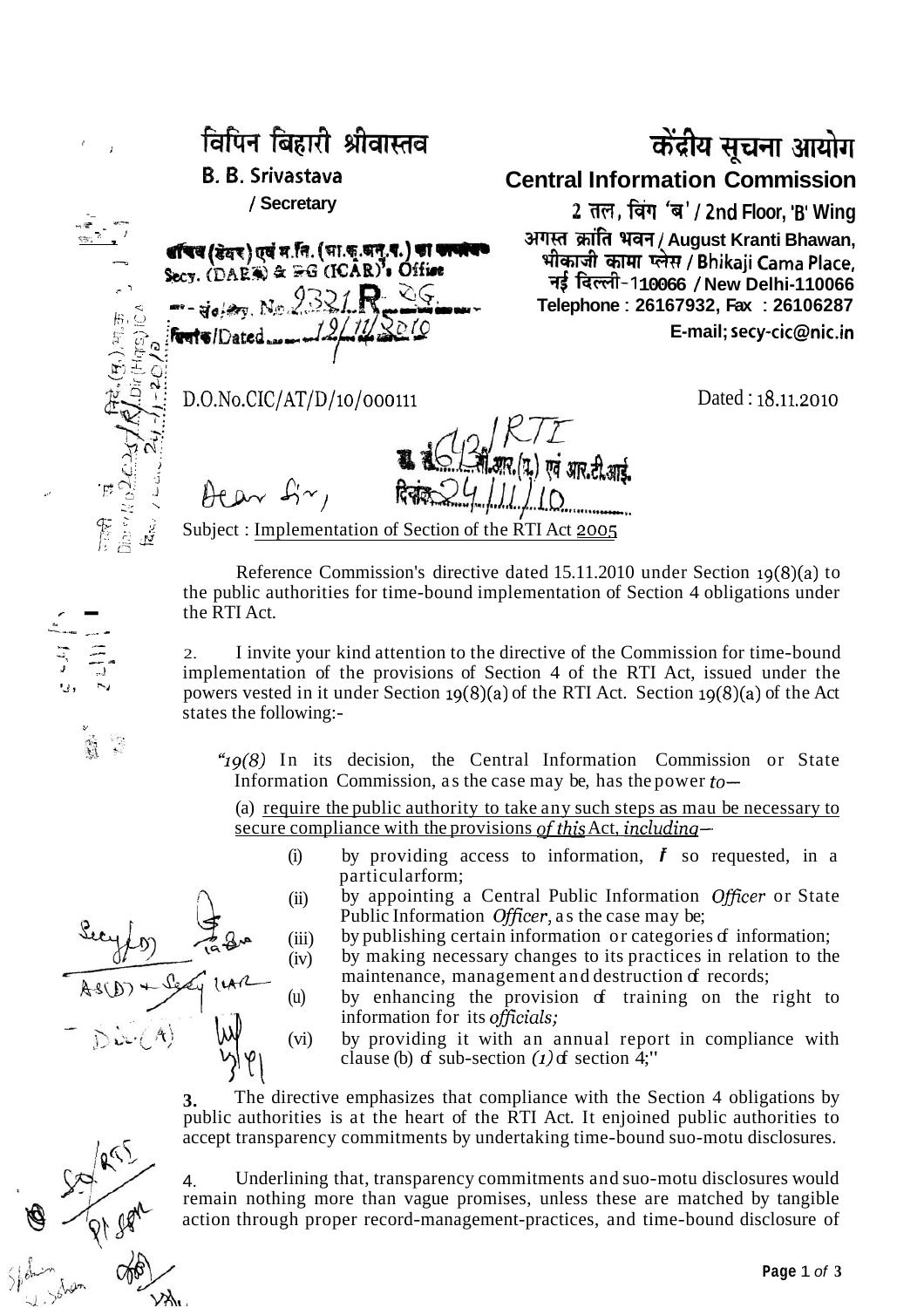विपिन बिहारी श्रीवास्तव

**B. B. Srivastava**

/ Secretary

केंद्रीय सूचना आयोग

**Central Information Commission**

2 तल, विंग 'ब' / 2nd Floor, 'B' Wing

अगस्त क्रांति भवन / August Kranti Bhawan,

भीकाजी कामा प्लेस / Bhikaji Cama Place,

नई दिल्ली-110066 / New Delhi-110066

Telephone : 26167932, Fax : 26106287

E-mail; secy-cic@nic.in

सचिव (डेयर) एवं म.नि. (भा.कृ.अनु.प.) का कार्यालय
Secy. (DARE) & DG (ICAR)'s Office
सं./Dy. No. 9321 R DG
दिनांक/Dated 19/11/2010

D.O.No.CIC/AT/D/10/000111

Dated : 18.11.2010

सं. 1643 / RTI आर.(म.) एवं आर.टी.आई.
दिनांक 24/11/10

Dear Sir,

Subject : Implementation of Section of the RTI Act 2005

Reference Commission's directive dated 15.11.2010 under Section 19(8)(a) to the public authorities for time-bound implementation of Section 4 obligations under the RTI Act.

2. I invite your kind attention to the directive of the Commission for time-bound implementation of the provisions of Section 4 of the RTI Act, issued under the powers vested in it under Section 19(8)(a) of the RTI Act. Section 19(8)(a) of the Act states the following:-

> "19(8) In its decision, the Central Information Commission or State Information Commission, as the case may be, has the power to—
>
> (a) require the public authority to take any such steps as mau be necessary to secure compliance with the provisions of this Act, including—
>
> (i) by providing access to information, if so requested, in a particularform;
>
> (ii) by appointing a Central Public Information Officer or State Public Information Officer, as the case may be;
>
> (iii) by publishing certain information or categories of information;
>
> (iv) by making necessary changes to its practices in relation to the maintenance, management and destruction of records;
>
> (v) by enhancing the provision of training on the right to information for its officials;
>
> (vi) by providing it with an annual report in compliance with clause (b) of sub-section (1) of section 4;"

3. The directive emphasizes that compliance with the Section 4 obligations by public authorities is at the heart of the RTI Act. It enjoined public authorities to accept transparency commitments by undertaking time-bound suo-motu disclosures.

4. Underlining that, transparency commitments and suo-motu disclosures would remain nothing more than vague promises, unless these are matched by tangible action through proper record-management-practices, and time-bound disclosure of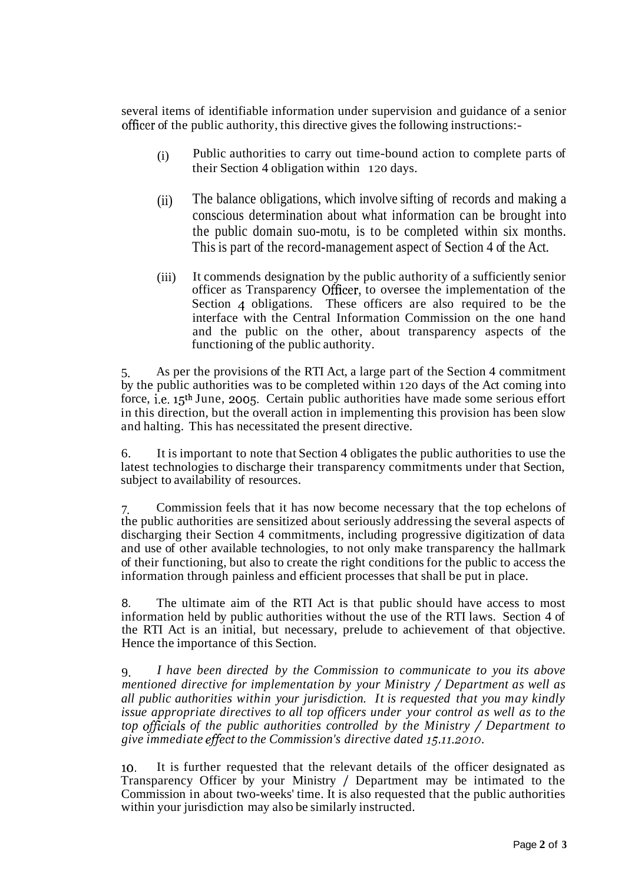several items of identifiable information under supervision and guidance of a senior officer of the public authority, this directive gives the following instructions:-

(i) Public authorities to carry out time-bound action to complete parts of their Section 4 obligation within 120 days.

(ii) The balance obligations, which involve sifting of records and making a conscious determination about what information can be brought into the public domain suo-motu, is to be completed within six months. This is part of the record-management aspect of Section 4 of the Act.

(iii) It commends designation by the public authority of a sufficiently senior officer as Transparency Officer, to oversee the implementation of the Section 4 obligations. These officers are also required to be the interface with the Central Information Commission on the one hand and the public on the other, about transparency aspects of the functioning of the public authority.

5. As per the provisions of the RTI Act, a large part of the Section 4 commitment by the public authorities was to be completed within 120 days of the Act coming into force, i.e. 15th June, 2005. Certain public authorities have made some serious effort in this direction, but the overall action in implementing this provision has been slow and halting. This has necessitated the present directive.

6. It is important to note that Section 4 obligates the public authorities to use the latest technologies to discharge their transparency commitments under that Section, subject to availability of resources.

7. Commission feels that it has now become necessary that the top echelons of the public authorities are sensitized about seriously addressing the several aspects of discharging their Section 4 commitments, including progressive digitization of data and use of other available technologies, to not only make transparency the hallmark of their functioning, but also to create the right conditions for the public to access the information through painless and efficient processes that shall be put in place.

8. The ultimate aim of the RTI Act is that public should have access to most information held by public authorities without the use of the RTI laws. Section 4 of the RTI Act is an initial, but necessary, prelude to achievement of that objective. Hence the importance of this Section.

9. *I have been directed by the Commission to communicate to you its above mentioned directive for implementation by your Ministry / Department as well as all public authorities within your jurisdiction. It is requested that you may kindly issue appropriate directives to all top officers under your control as well as to the top officials of the public authorities controlled by the Ministry / Department to give immediate effect to the Commission's directive dated 15.11.2010.*

10. It is further requested that the relevant details of the officer designated as Transparency Officer by your Ministry / Department may be intimated to the Commission in about two-weeks' time. It is also requested that the public authorities within your jurisdiction may also be similarly instructed.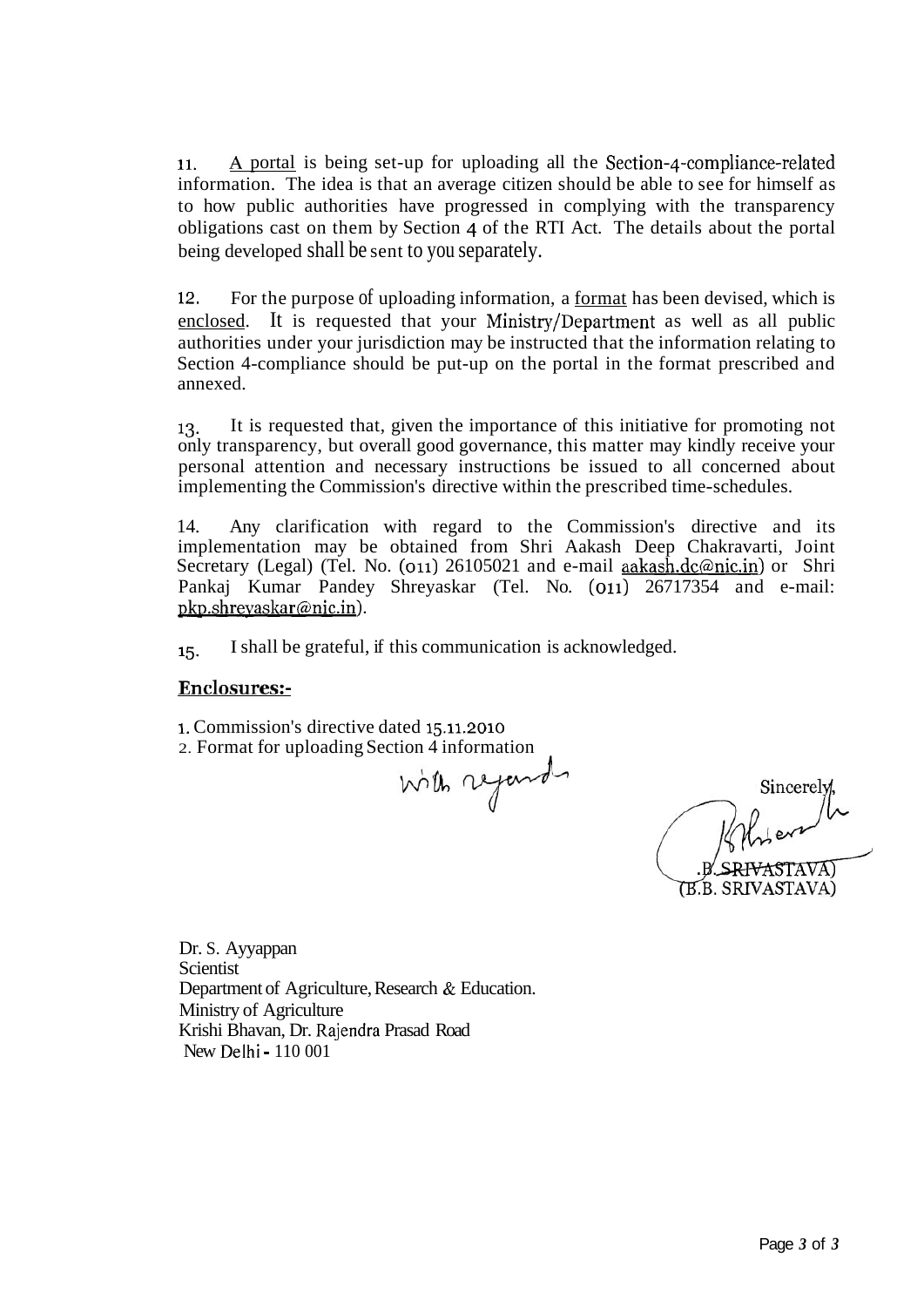11. <u>A portal</u> is being set-up for uploading all the Section-4-compliance-related information. The idea is that an average citizen should be able to see for himself as to how public authorities have progressed in complying with the transparency obligations cast on them by Section 4 of the RTI Act. The details about the portal being developed shall be sent to you separately.

12. For the purpose of uploading information, a <u>format</u> has been devised, which is <u>enclosed</u>. It is requested that your Ministry/Department as well as all public authorities under your jurisdiction may be instructed that the information relating to Section 4-compliance should be put-up on the portal in the format prescribed and annexed.

13. It is requested that, given the importance of this initiative for promoting not only transparency, but overall good governance, this matter may kindly receive your personal attention and necessary instructions be issued to all concerned about implementing the Commission's directive within the prescribed time-schedules.

14. Any clarification with regard to the Commission's directive and its implementation may be obtained from Shri Aakash Deep Chakravarti, Joint Secretary (Legal) (Tel. No. (011) 26105021 and e-mail aakash.dc@nic.in) or Shri Pankaj Kumar Pandey Shreyaskar (Tel. No. (011) 26717354 and e-mail: pkp.shreyaskar@nic.in).

15. I shall be grateful, if this communication is acknowledged.

**Enclosures:-**

1. Commission's directive dated 15.11.2010
2. Format for uploading Section 4 information

With regards

Sincerely,

(B.B. SRIVASTAVA)

Dr. S. Ayyappan
Scientist
Department of Agriculture, Research & Education.
Ministry of Agriculture
Krishi Bhavan, Dr. Rajendra Prasad Road
New Delhi - 110 001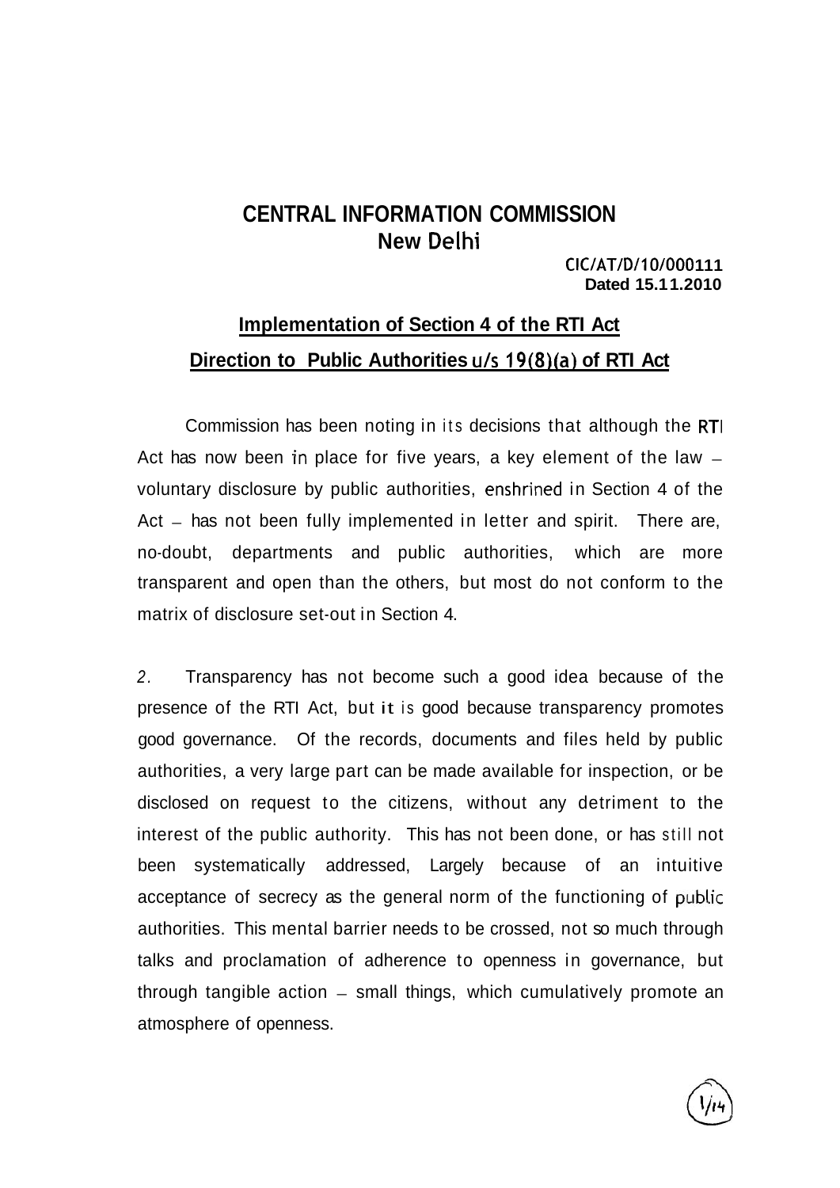# CENTRAL INFORMATION COMMISSION
## New Delhi

**CIC/AT/D/10/000111**
**Dated 15.11.2010**

## Implementation of Section 4 of the RTI Act
## Direction to Public Authorities u/s 19(8)(a) of RTI Act

Commission has been noting in its decisions that although the RTI Act has now been in place for five years, a key element of the law – voluntary disclosure by public authorities, enshrined in Section 4 of the Act – has not been fully implemented in letter and spirit. There are, no-doubt, departments and public authorities, which are more transparent and open than the others, but most do not conform to the matrix of disclosure set-out in Section 4.

2. Transparency has not become such a good idea because of the presence of the RTI Act, but it is good because transparency promotes good governance. Of the records, documents and files held by public authorities, a very large part can be made available for inspection, or be disclosed on request to the citizens, without any detriment to the interest of the public authority. This has not been done, or has still not been systematically addressed, Largely because of an intuitive acceptance of secrecy as the general norm of the functioning of public authorities. This mental barrier needs to be crossed, not so much through talks and proclamation of adherence to openness in governance, but through tangible action – small things, which cumulatively promote an atmosphere of openness.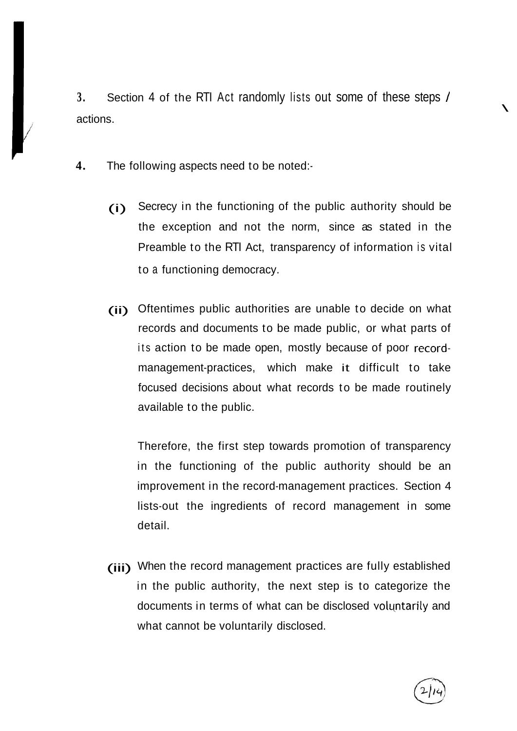3. Section 4 of the RTI Act randomly lists out some of these steps / actions.

4. The following aspects need to be noted:-

(i) Secrecy in the functioning of the public authority should be the exception and not the norm, since as stated in the Preamble to the RTI Act, transparency of information is vital to a functioning democracy.

(ii) Oftentimes public authorities are unable to decide on what records and documents to be made public, or what parts of its action to be made open, mostly because of poor record-management-practices, which make it difficult to take focused decisions about what records to be made routinely available to the public.

Therefore, the first step towards promotion of transparency in the functioning of the public authority should be an improvement in the record-management practices. Section 4 lists-out the ingredients of record management in some detail.

(iii) When the record management practices are fully established in the public authority, the next step is to categorize the documents in terms of what can be disclosed voluntarily and what cannot be voluntarily disclosed.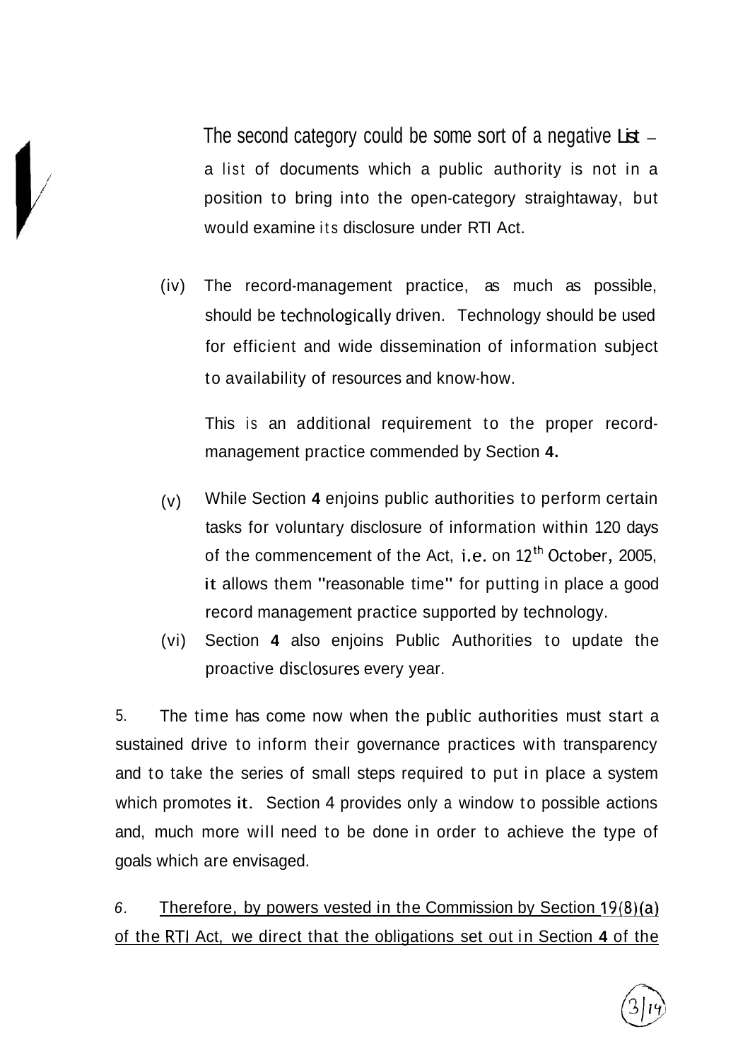The second category could be some sort of a negative List – a list of documents which a public authority is not in a position to bring into the open-category straightaway, but would examine its disclosure under RTI Act.

(iv) The record-management practice, as much as possible, should be technologically driven. Technology should be used for efficient and wide dissemination of information subject to availability of resources and know-how.

This is an additional requirement to the proper record-management practice commended by Section **4.**

(v) While Section **4** enjoins public authorities to perform certain tasks for voluntary disclosure of information within 120 days of the commencement of the Act, i.e. on 12[th] October, 2005, it allows them "reasonable time" for putting in place a good record management practice supported by technology.

(vi) Section **4** also enjoins Public Authorities to update the proactive disclosures every year.

5. The time has come now when the public authorities must start a sustained drive to inform their governance practices with transparency and to take the series of small steps required to put in place a system which promotes it. Section 4 provides only a window to possible actions and, much more will need to be done in order to achieve the type of goals which are envisaged.

6. Therefore, by powers vested in the Commission by Section 19(8)(a) of the RTI Act, we direct that the obligations set out in Section **4** of the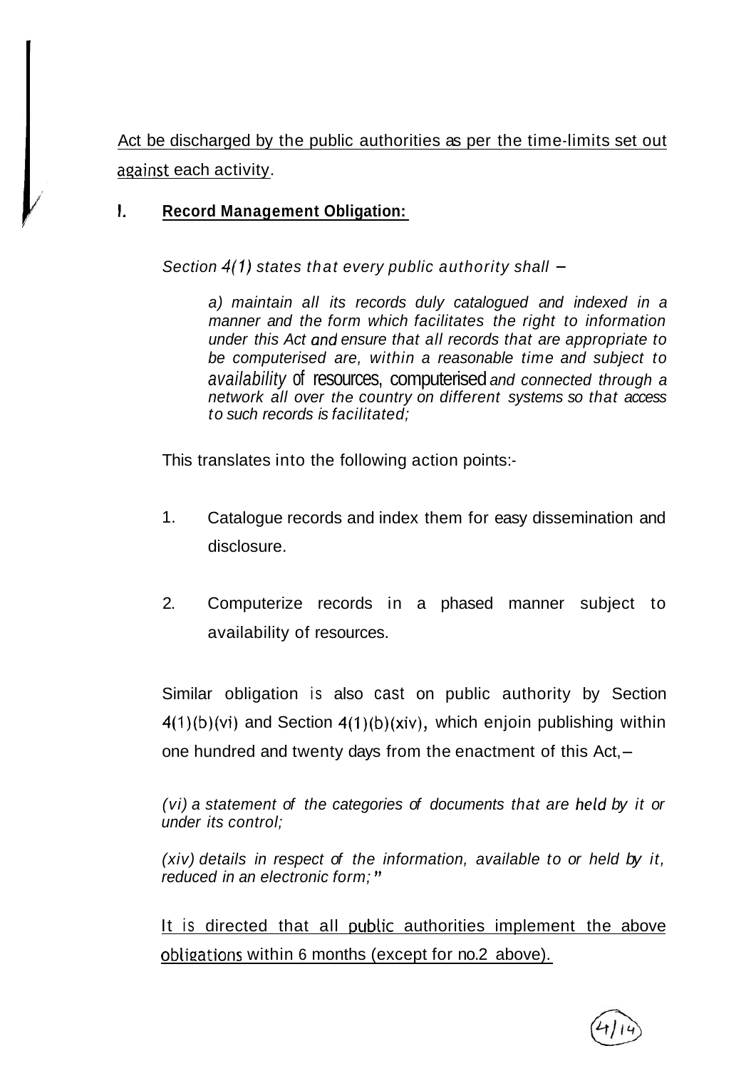Act be discharged by the public authorities as per the time-limits set out against each activity.

**I. Record Management Obligation:**

*Section 4(1) states that every public authority shall –*

> *a) maintain all its records duly catalogued and indexed in a manner and the form which facilitates the right to information under this Act and ensure that all records that are appropriate to be computerised are, within a reasonable time and subject to availability of resources, computerised and connected through a network all over the country on different systems so that access to such records is facilitated;*

This translates into the following action points:-

1. Catalogue records and index them for easy dissemination and disclosure.

2. Computerize records in a phased manner subject to availability of resources.

Similar obligation is also cast on public authority by Section 4(1)(b)(vi) and Section 4(1)(b)(xiv), which enjoin publishing within one hundred and twenty days from the enactment of this Act, –

> *(vi) a statement of the categories of documents that are held by it or under its control;*
>
> *(xiv) details in respect of the information, available to or held by it, reduced in an electronic form;"*

It is directed that all public authorities implement the above obligations within 6 months (except for no.2 above).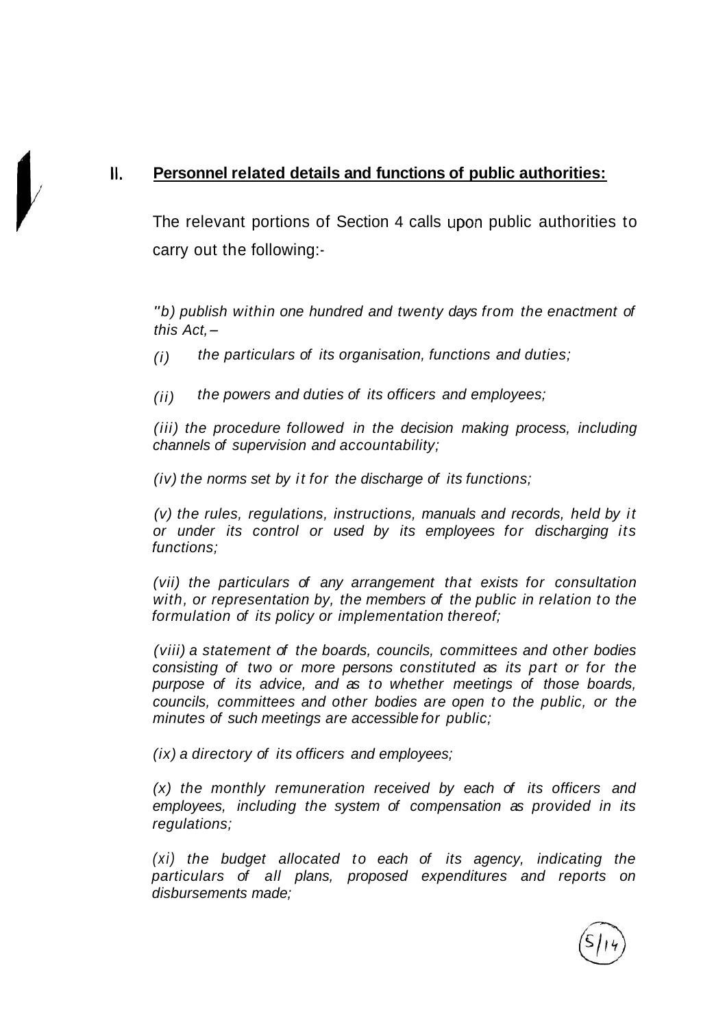## II. **<u>Personnel related details and functions of public authorities:</u>**

The relevant portions of Section 4 calls upon public authorities to carry out the following:-

*"b) publish within one hundred and twenty days from the enactment of this Act, –*

*(i) the particulars of its organisation, functions and duties;*

*(ii) the powers and duties of its officers and employees;*

*(iii) the procedure followed in the decision making process, including channels of supervision and accountability;*

*(iv) the norms set by it for the discharge of its functions;*

*(v) the rules, regulations, instructions, manuals and records, held by it or under its control or used by its employees for discharging its functions;*

*(vii) the particulars of any arrangement that exists for consultation with, or representation by, the members of the public in relation to the formulation of its policy or implementation thereof;*

*(viii) a statement of the boards, councils, committees and other bodies consisting of two or more persons constituted as its part or for the purpose of its advice, and as to whether meetings of those boards, councils, committees and other bodies are open to the public, or the minutes of such meetings are accessible for public;*

*(ix) a directory of its officers and employees;*

*(x) the monthly remuneration received by each of its officers and employees, including the system of compensation as provided in its regulations;*

*(xi) the budget allocated to each of its agency, indicating the particulars of all plans, proposed expenditures and reports on disbursements made;*

5/14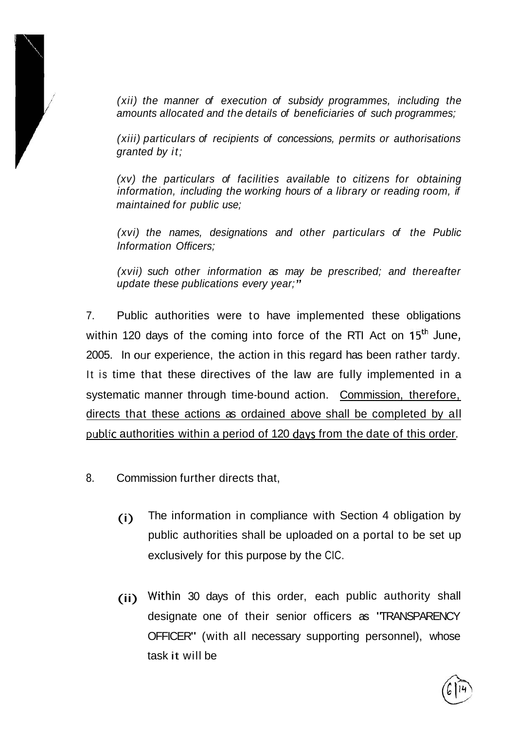*(xii) the manner of execution of subsidy programmes, including the amounts allocated and the details of beneficiaries of such programmes;*

*(xiii) particulars of recipients of concessions, permits or authorisations granted by it;*

*(xv) the particulars of facilities available to citizens for obtaining information, including the working hours of a library or reading room, if maintained for public use;*

*(xvi) the names, designations and other particulars of the Public Information Officers;*

*(xvii) such other information as may be prescribed; and thereafter update these publications every year;"*

7. Public authorities were to have implemented these obligations within 120 days of the coming into force of the RTI Act on 15th June, 2005. In our experience, the action in this regard has been rather tardy. It is time that these directives of the law are fully implemented in a systematic manner through time-bound action. <u>Commission, therefore, directs that these actions as ordained above shall be completed by all public authorities within a period of 120 days from the date of this order</u>.

8. Commission further directs that,

(i) The information in compliance with Section 4 obligation by public authorities shall be uploaded on a portal to be set up exclusively for this purpose by the CIC.

(ii) Within 30 days of this order, each public authority shall designate one of their senior officers as "TRANSPARENCY OFFICER" (with all necessary supporting personnel), whose task it will be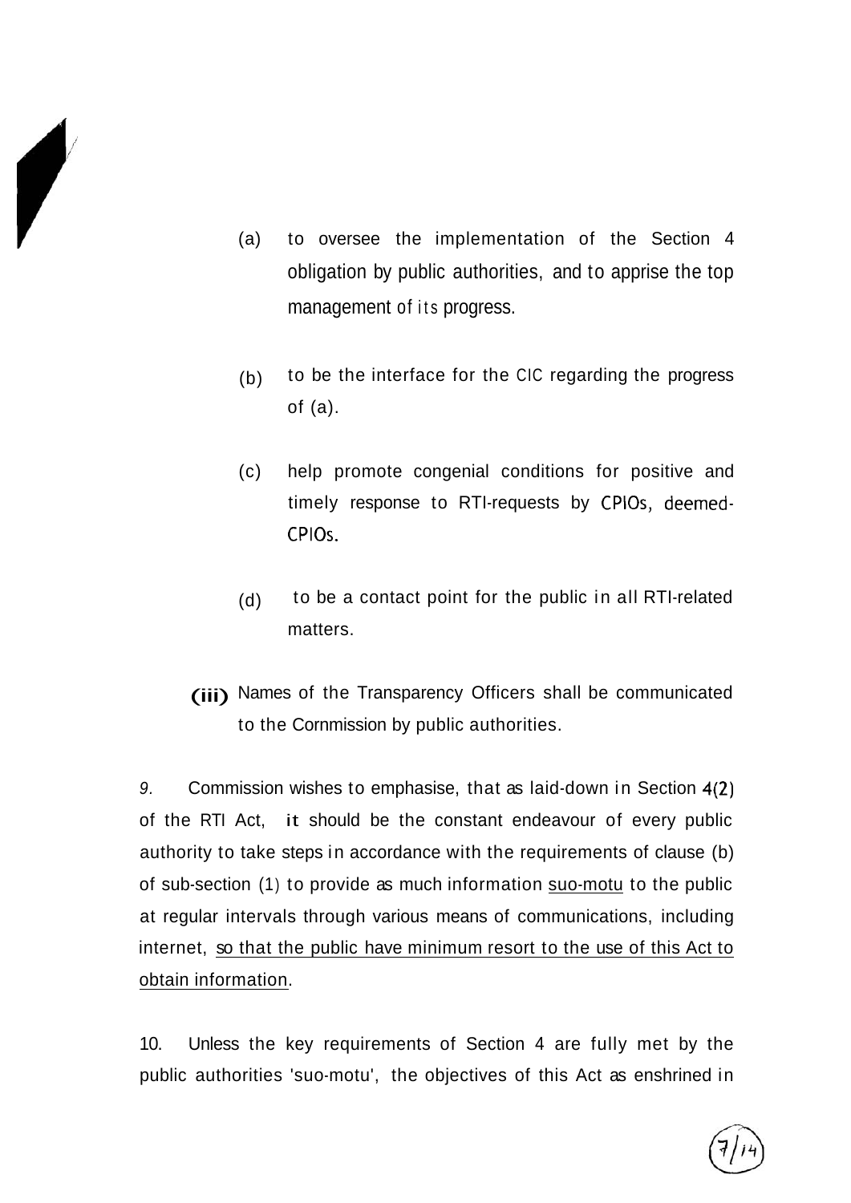(a) to oversee the implementation of the Section 4 obligation by public authorities, and to apprise the top management of its progress.

(b) to be the interface for the CIC regarding the progress of (a).

(c) help promote congenial conditions for positive and timely response to RTI-requests by CPIOs, deemed-CPIOs.

(d) to be a contact point for the public in all RTI-related matters.

**(iii)** Names of the Transparency Officers shall be communicated to the Cornmission by public authorities.

9. Commission wishes to emphasise, that as laid-down in Section 4(2) of the RTI Act, it should be the constant endeavour of every public authority to take steps in accordance with the requirements of clause (b) of sub-section (1) to provide as much information <u>suo-motu</u> to the public at regular intervals through various means of communications, including internet, <u>so that the public have minimum resort to the use of this Act to obtain information</u>.

10. Unless the key requirements of Section 4 are fully met by the public authorities 'suo-motu', the objectives of this Act as enshrined in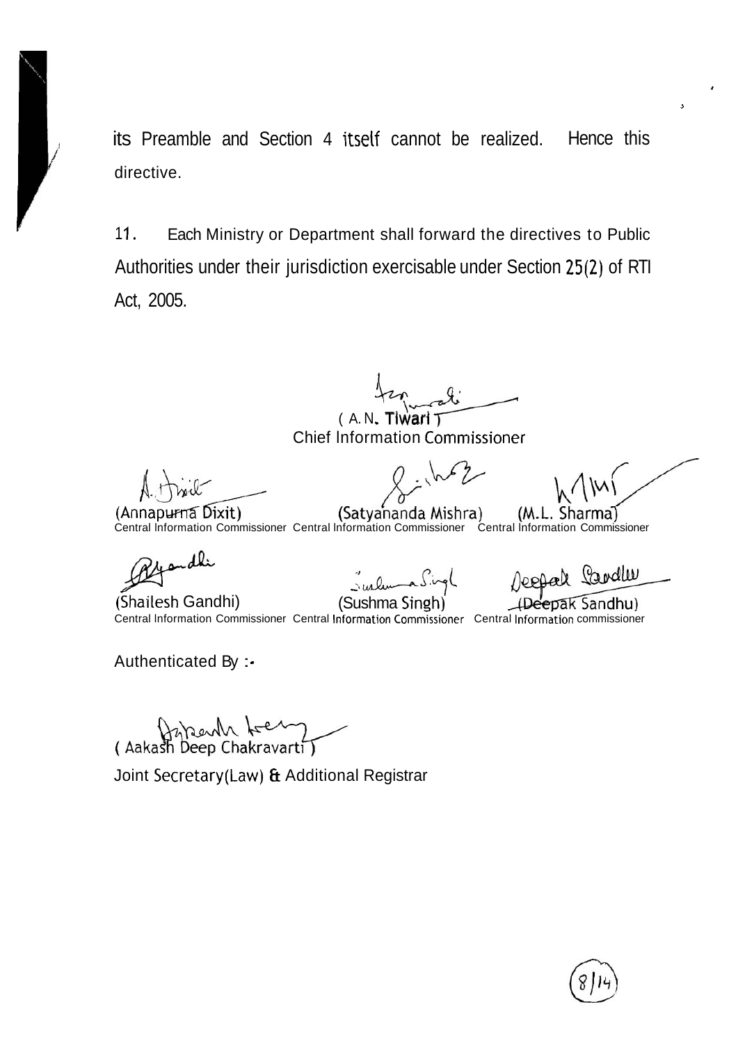its Preamble and Section 4 itself cannot be realized. Hence this directive.

11. Each Ministry or Department shall forward the directives to Public Authorities under their jurisdiction exercisable under Section 25(2) of RTI Act, 2005.

( A.N. Tiwari )
Chief Information Commissioner

(Annapurna Dixit)
Central Information Commissioner

(Satyananda Mishra)
Central Information Commissioner

(M.L. Sharma)
Central Information Commissioner

(Shailesh Gandhi)
Central Information Commissioner

(Sushma Singh)
Central Information Commissioner

(Deepak Sandhu)
Central Information commissioner

Authenticated By :-

( Aakash Deep Chakravarti )

Joint Secretary(Law) & Additional Registrar

8/14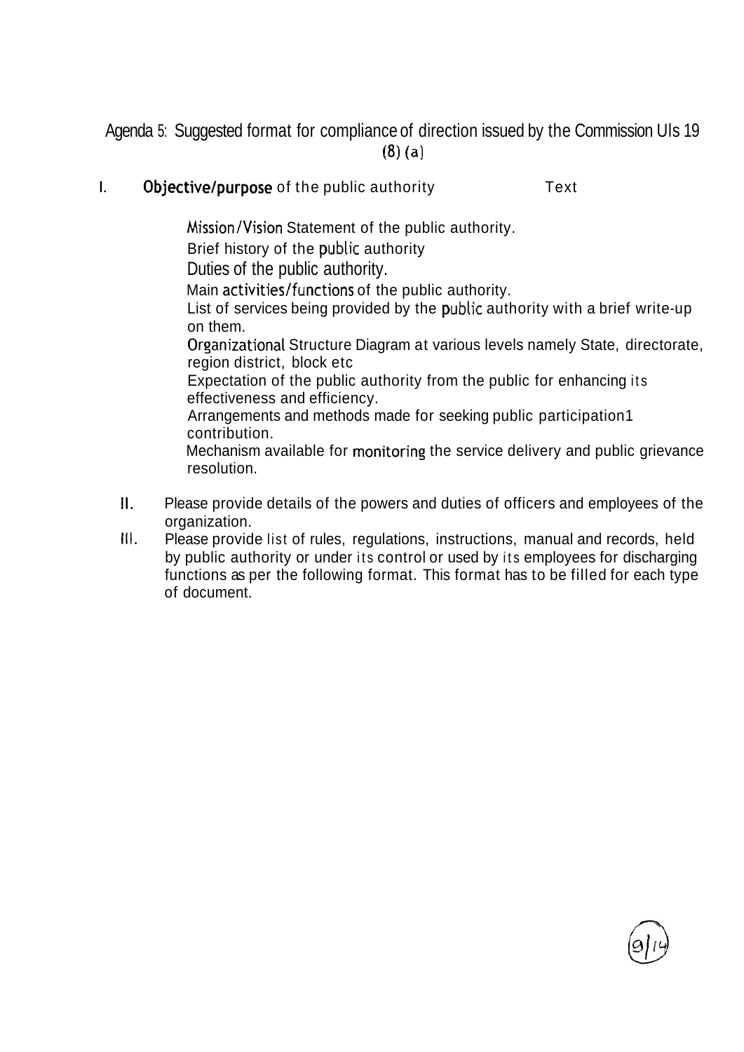Agenda 5: Suggested format for compliance of direction issued by the Commission Uls 19 (8) (a)

I. **Objective/purpose** of the public authority Text

- Mission/Vision Statement of the public authority.
- Brief history of the public authority
- Duties of the public authority.
- Main activities/functions of the public authority.
- List of services being provided by the public authority with a brief write-up on them.
- Organizational Structure Diagram at various levels namely State, directorate, region district, block etc
- Expectation of the public authority from the public for enhancing its effectiveness and efficiency.
- Arrangements and methods made for seeking public participation1 contribution.
- Mechanism available for monitoring the service delivery and public grievance resolution.

II. Please provide details of the powers and duties of officers and employees of the organization.

III. Please provide list of rules, regulations, instructions, manual and records, held by public authority or under its control or used by its employees for discharging functions as per the following format. This format has to be filled for each type of document.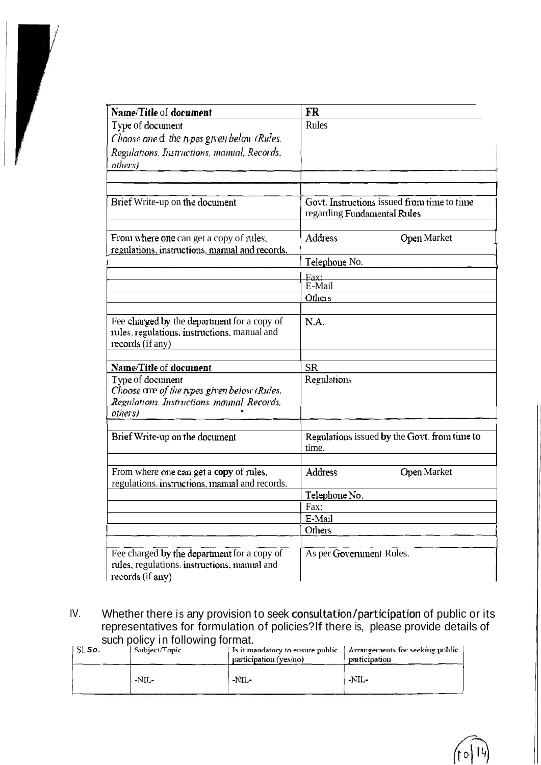| Name/Title of document | FR |
|---|---|
| Type of document<br>*Choose one of the types given below (Rules, Regulations, Instructions, manual, Records, others)* | Rules |
| | |
| | |
| Brief Write-up on the document | Govt. Instructions issued from time to time regarding Fundamental Rules. |
| | |
| From where one can get a copy of rules, regulations, instructions, manual and records. | Address Open Market |
| | Telephone No. |
| | Fax: |
| | E-Mail |
| | Others |
| | |
| Fee charged by the department for a copy of rules, regulations, instructions, manual and records (if any) | N.A. |
| | |
| **Name/Title of document** | SR |
| Type of document<br>*Choose one of the types given below (Rules, Regulations, Instructions, manual, Records, others)* | Regulations |
| | |
| Brief Write-up on the document | Regulations issued by the Govt. from time to time. |
| | |
| From where one can get a copy of rules, regulations, instructions, manual and records. | Address Open Market |
| | Telephone No. |
| | Fax: |
| | E-Mail |
| | Others |
| | |
| Fee charged by the department for a copy of rules, regulations, instructions, manual and records (if any) | As per Government Rules. |

IV. Whether there is any provision to seek consultation/participation of public or its representatives for formulation of policies? If there is, please provide details of such policy in following format.

| Sl. So. | Subject/Topic | Is it mandatory to ensure public participation (yes/no) | Arrangements for seeking public participation |
|---|---|---|---|
| | -NIL- | -NIL- | -NIL- |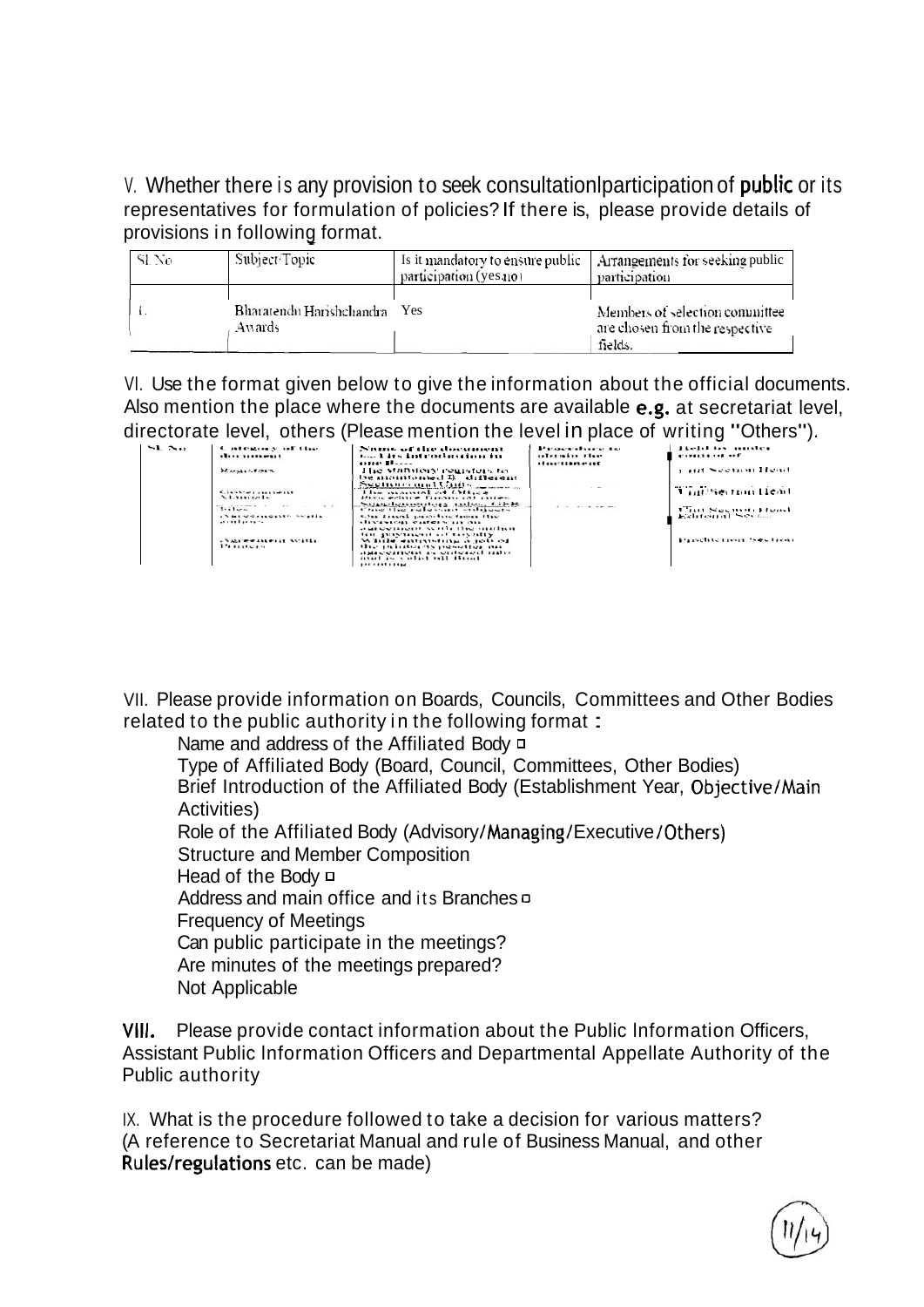V. Whether there is any provision to seek consultation/participation of public or its representatives for formulation of policies? If there is, please provide details of provisions in following format.

| Sl No | Subject/Topic | Is it mandatory to ensure public participation (yes/no) | Arrangements for seeking public participation |
|---|---|---|---|
| 1. | Bharatendu Harishchandra Awards | Yes | Members of selection committee are chosen from the respective fields. |

VI. Use the format given below to give the information about the official documents. Also mention the place where the documents are available e.g. at secretariat level, directorate level, others (Please mention the level in place of writing "Others").

| Sl. No | Category of the document | Name of the document i.e. The Introduction in one line | Procedure to obtain the document | Held by/under control of |
|---|---|---|---|---|
| | Registers | The Statutory registers to be maintained in different Sections and Units | | All Section Head |
| | Government Manuals | The manual of Office Procedure, rules, etc. | | All Section Head |
| | Rules | Supplementary rules, GFR, One the relevant subject | | Chief Section Head, Editorial Section |
| | Agreement with authors | The final product from the division enters in an agreement with the author for payment of royalty | | |
| | Agreement with Printers | While entering a job the printer is awarded the manuscript is entered into and is sent to final printing | | Production Section |

VII. Please provide information on Boards, Councils, Committees and Other Bodies related to the public authority in the following format :

- Name and address of the Affiliated Body
- Type of Affiliated Body (Board, Council, Committees, Other Bodies)
- Brief Introduction of the Affiliated Body (Establishment Year, Objective/Main Activities)
- Role of the Affiliated Body (Advisory/Managing/Executive/Others)
- Structure and Member Composition
- Head of the Body
- Address and main office and its Branches
- Frequency of Meetings
- Can public participate in the meetings?
- Are minutes of the meetings prepared?
- Not Applicable

VIII. Please provide contact information about the Public Information Officers, Assistant Public Information Officers and Departmental Appellate Authority of the Public authority

IX. What is the procedure followed to take a decision for various matters? (A reference to Secretariat Manual and rule of Business Manual, and other Rules/regulations etc. can be made)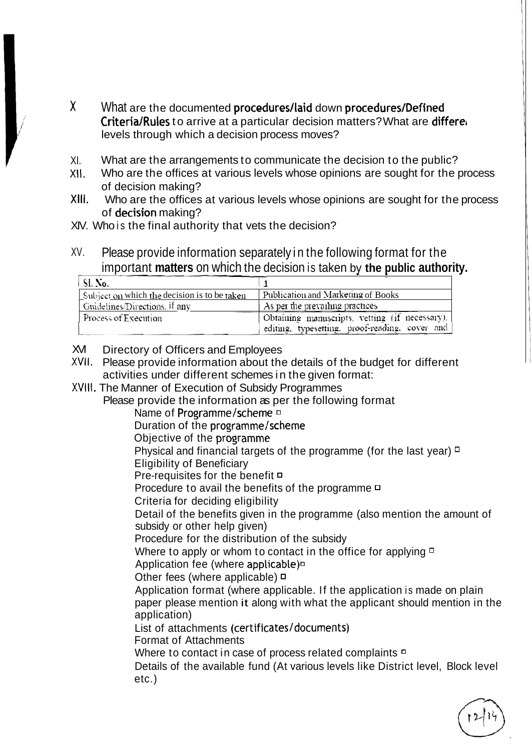X What are the documented procedures/laid down procedures/Defined Criteria/Rules to arrive at a particular decision matters? What are differe levels through which a decision process moves?

XI. What are the arrangements to communicate the decision to the public?

XII. Who are the offices at various levels whose opinions are sought for the process of decision making?

XIII. Who are the offices at various levels whose opinions are sought for the process of decision making?

XIV. Who is the final authority that vets the decision?

XV. Please provide information separately in the following format for the important **matters** on which the decision is taken by **the public authority.**

| Sl. No. | 1 |
|---|---|
| Subject on which the decision is to be taken | Publication and Marketing of Books |
| Guidelines/Directions, if any | As per the prevailing practices |
| Process of Execution | Obtaining manuscripts, vetting (if necessary), editing, typesetting, proof-reading, cover and |

XVI Directory of Officers and Employees

XVII. Please provide information about the details of the budget for different activities under different schemes in the given format:

XVIII. The Manner of Execution of Subsidy Programmes

Please provide the information as per the following format

- Name of Programme/scheme □
- Duration of the programme/scheme
- Objective of the programme
- Physical and financial targets of the programme (for the last year) □
- Eligibility of Beneficiary
- Pre-requisites for the benefit □
- Procedure to avail the benefits of the programme □
- Criteria for deciding eligibility
- Detail of the benefits given in the programme (also mention the amount of subsidy or other help given)
- Procedure for the distribution of the subsidy
- Where to apply or whom to contact in the office for applying □
- Application fee (where applicable)□
- Other fees (where applicable) □
- Application format (where applicable. If the application is made on plain paper please mention it along with what the applicant should mention in the application)
- List of attachments (certificates/documents)
- Format of Attachments
- Where to contact in case of process related complaints □
- Details of the available fund (At various levels like District level, Block level etc.)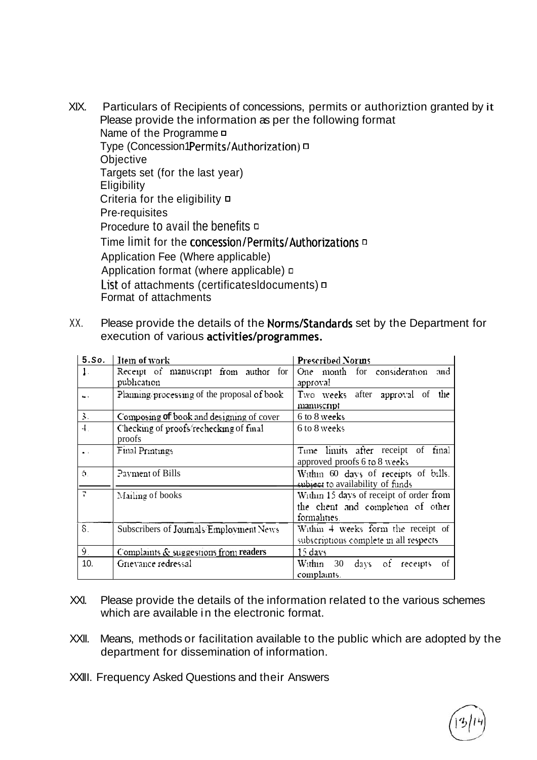XIX. Particulars of Recipients of concessions, permits or authoriztion granted by it

Please provide the information as per the following format

- Name of the Programme
- Type (Concession1Permits/Authorization)
- Objective
- Targets set (for the last year)
- Eligibility
- Criteria for the eligibility
- Pre-requisites
- Procedure to avail the benefits
- Time limit for the concession/Permits/Authorizations
- Application Fee (Where applicable)
- Application format (where applicable)
- List of attachments (certificatesldocuments)
- Format of attachments

XX. Please provide the details of the **Norms/Standards** set by the Department for execution of various **activities/programmes.**

| 5.So. | Item of work | Prescribed Norms |
|---|---|---|
| 1. | Receipt of manuscript from author for publication | One month for consideration and approval |
| 2. | Planning/processing of the proposal of book | Two weeks after approval of the manuscript |
| 3. | Composing of book and designing of cover | 6 to 8 weeks |
| 4. | Checking of proofs/rechecking of final proofs | 6 to 8 weeks |
| 5. | Final Printings | Time limits after receipt of final approved proofs 6 to 8 weeks |
| 6. | Payment of Bills | Within 60 days of receipts of bills. subject to availability of funds |
| 7 | Mailing of books | Within 15 days of receipt of order from the client and completion of other formalities. |
| 8. | Subscribers of Journals/Employment News | Within 4 weeks form the receipt of subscriptions complete in all respects |
| 9. | Complaints & suggestions from readers | 15 days |
| 10. | Grievance redressal | Within 30 days of receipts of complaints. |

XXI. Please provide the details of the information related to the various schemes which are available in the electronic format.

XXII. Means, methods or facilitation available to the public which are adopted by the department for dissemination of information.

XXIII. Frequency Asked Questions and their Answers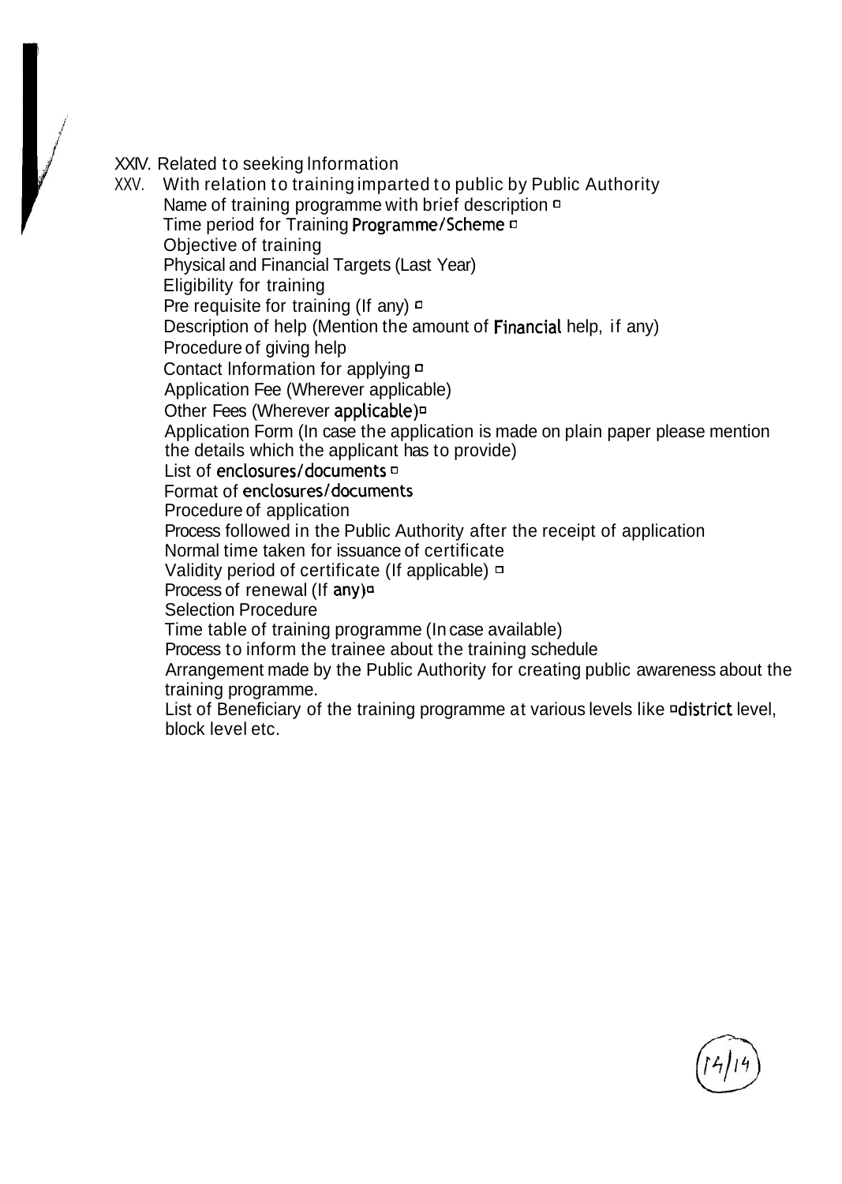XXIV. Related to seeking Information

XXV. With relation to training imparted to public by Public Authority

- Name of training programme with brief description
- Time period for Training Programme/Scheme
- Objective of training
- Physical and Financial Targets (Last Year)
- Eligibility for training
- Pre requisite for training (If any)
- Description of help (Mention the amount of Financial help, if any)
- Procedure of giving help
- Contact Information for applying
- Application Fee (Wherever applicable)
- Other Fees (Wherever applicable)
- Application Form (In case the application is made on plain paper please mention the details which the applicant has to provide)
- List of enclosures/documents
- Format of enclosures/documents
- Procedure of application
- Process followed in the Public Authority after the receipt of application
- Normal time taken for issuance of certificate
- Validity period of certificate (If applicable)
- Process of renewal (If any)
- Selection Procedure
- Time table of training programme (In case available)
- Process to inform the trainee about the training schedule
- Arrangement made by the Public Authority for creating public awareness about the training programme.
- List of Beneficiary of the training programme at various levels like district level, block level etc.